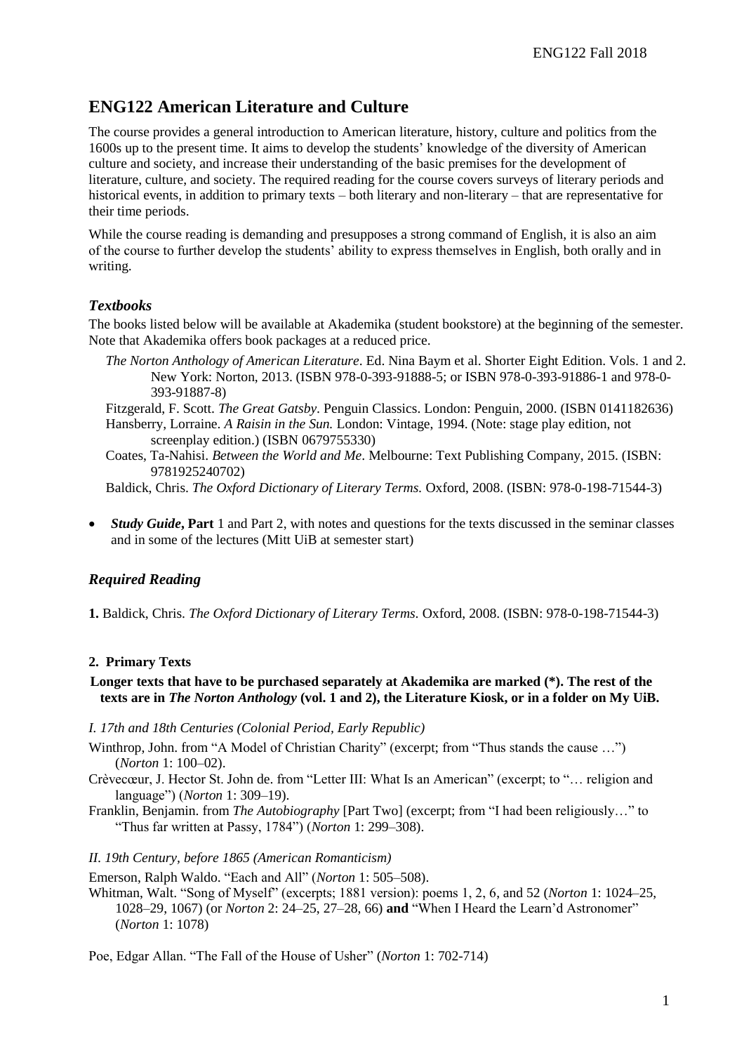# ENG122 American Literature and Culture

The course provides a general introduction to American literature, history, culture and politics from the 1600s up to the present time. It aims to develop the students' knowledge of the diversity of American culture and society, and increase their understanding of the basic premises for the development of literature, culture, and society. The required reading for the course covers surveys of literary periods and historical events, in addition to primary texts – both literary and non-literary – that are representative for their time periods.

While the course reading is demanding and presupposes a strong command of English, it is also an aim of the course to further develop the students' ability to express themselves in English, both orally and in writing.

### *Textbooks*

The books listed below will be available at Akademika (student bookstore) at the beginning of the semester. Note that Akademika offers book packages at a reduced price.

*The Norton Anthology of American Literature*. Ed. Nina Baym et al. Shorter Eight Edition. Vols. 1 and 2. New York: Norton, 2013. (ISBN 978-0-393-91888-5; or ISBN 978-0-393-91886-1 and 978-0-393-91887-8)

Fitzgerald, F. Scott. *The Great Gatsby*. Penguin Classics. London: Penguin, 2000. (ISBN 0141182636)

Hansberry, Lorraine. *A Raisin in the Sun.* London: Vintage, 1994. (Note: stage play edition, not screenplay edition.) (ISBN 0679755330)

Coates, Ta-Nahisi. *Between the World and Me*. Melbourne: Text Publishing Company, 2015. (ISBN: 9781925240702)

Baldick, Chris. *The Oxford Dictionary of Literary Terms.* Oxford, 2008. (ISBN: 978-0-198-71544-3)

- ***Study Guide*, Part** 1 and Part 2, with notes and questions for the texts discussed in the seminar classes and in some of the lectures (Mitt UiB at semester start)

### *Required Reading*

**1.** Baldick, Chris. *The Oxford Dictionary of Literary Terms.* Oxford, 2008. (ISBN: 978-0-198-71544-3)

**2. Primary Texts**

**Longer texts that have to be purchased separately at Akademika are marked (\*). The rest of the texts are in *The Norton Anthology* (vol. 1 and 2), the Literature Kiosk, or in a folder on My UiB.**

*I. 17th and 18th Centuries (Colonial Period, Early Republic)*

Winthrop, John. from "A Model of Christian Charity" (excerpt; from "Thus stands the cause …") (*Norton* 1: 100–02).

Crèvecœur, J. Hector St. John de. from "Letter III: What Is an American" (excerpt; to "… religion and language") (*Norton* 1: 309–19).

Franklin, Benjamin. from *The Autobiography* [Part Two] (excerpt; from "I had been religiously…" to "Thus far written at Passy, 1784") (*Norton* 1: 299–308).

*II. 19th Century, before 1865 (American Romanticism)*

Emerson, Ralph Waldo. "Each and All" (*Norton* 1: 505–508).

Whitman, Walt. "Song of Myself" (excerpts; 1881 version): poems 1, 2, 6, and 52 (*Norton* 1: 1024–25, 1028–29, 1067) (or *Norton* 2: 24–25, 27–28, 66) **and** "When I Heard the Learn'd Astronomer" (*Norton* 1: 1078)

Poe, Edgar Allan. "The Fall of the House of Usher" (*Norton* 1: 702-714)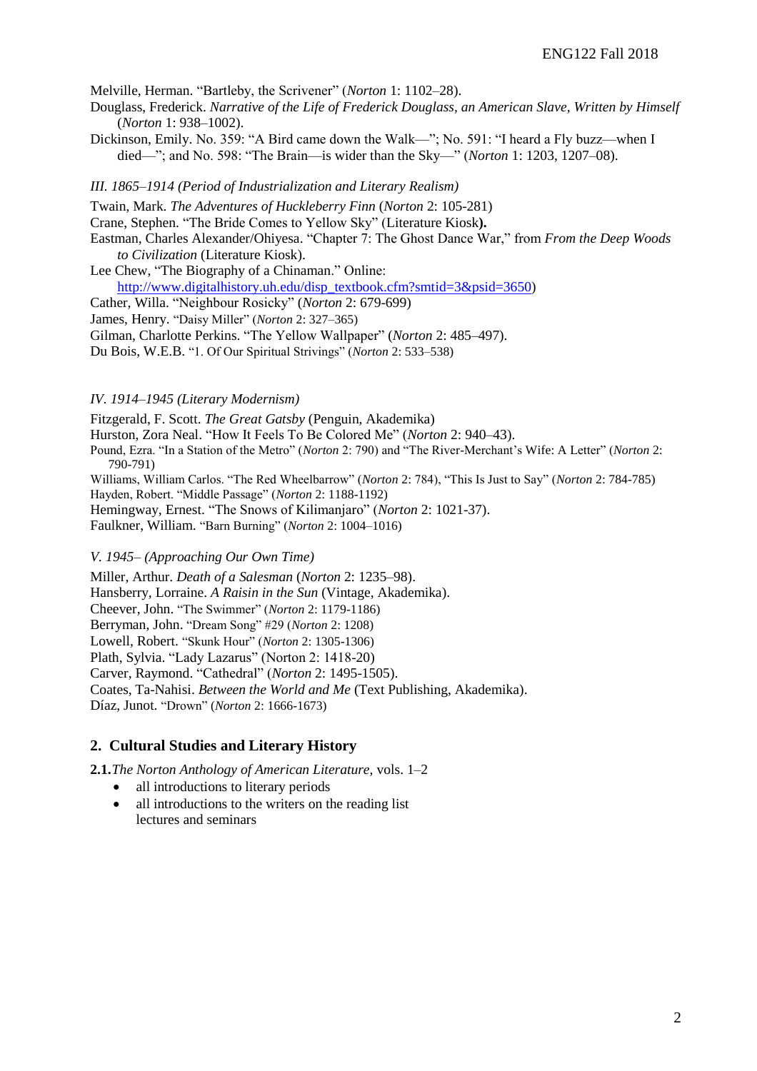Melville, Herman. “Bartleby, the Scrivener” (*Norton* 1: 1102–28).

Douglass, Frederick. *Narrative of the Life of Frederick Douglass, an American Slave, Written by Himself* (*Norton* 1: 938–1002).

Dickinson, Emily. No. 359: “A Bird came down the Walk—”; No. 591: “I heard a Fly buzz—when I died—”; and No. 598: “The Brain—is wider than the Sky—” (*Norton* 1: 1203, 1207–08).

*III. 1865–1914 (Period of Industrialization and Literary Realism)*

Twain, Mark. *The Adventures of Huckleberry Finn* (*Norton* 2: 105-281)

Crane, Stephen. “The Bride Comes to Yellow Sky” (Literature Kiosk**).**

Eastman, Charles Alexander/Ohiyesa. “Chapter 7: The Ghost Dance War,” from *From the Deep Woods to Civilization* (Literature Kiosk).

Lee Chew, “The Biography of a Chinaman.” Online: [http://www.digitalhistory.uh.edu/disp_textbook.cfm?smtid=3&psid=3650](http://www.digitalhistory.uh.edu/disp_textbook.cfm?smtid=3&psid=3650))

Cather, Willa. “Neighbour Rosicky” (*Norton* 2: 679-699)

James, Henry. “Daisy Miller” (*Norton* 2: 327–365)

Gilman, Charlotte Perkins. “The Yellow Wallpaper” (*Norton* 2: 485–497).

Du Bois, W.E.B. “1. Of Our Spiritual Strivings” (*Norton* 2: 533–538)

*IV. 1914–1945 (Literary Modernism)*

Fitzgerald, F. Scott. *The Great Gatsby* (Penguin, Akademika)

Hurston, Zora Neal. “How It Feels To Be Colored Me” (*Norton* 2: 940–43).

Pound, Ezra. “In a Station of the Metro” (*Norton* 2: 790) and “The River-Merchant’s Wife: A Letter” (*Norton* 2: 790-791)

Williams, William Carlos. “The Red Wheelbarrow” (*Norton* 2: 784), “This Is Just to Say” (*Norton* 2: 784-785)

Hayden, Robert. “Middle Passage” (*Norton* 2: 1188-1192)

Hemingway, Ernest. “The Snows of Kilimanjaro” (*Norton* 2: 1021-37).

Faulkner, William. “Barn Burning” (*Norton* 2: 1004–1016)

*V. 1945– (Approaching Our Own Time)*

Miller, Arthur. *Death of a Salesman* (*Norton* 2: 1235–98).

Hansberry, Lorraine. *A Raisin in the Sun* (Vintage, Akademika).

Cheever, John. “The Swimmer” (*Norton* 2: 1179-1186)

Berryman, John. “Dream Song” #29 (*Norton* 2: 1208)

Lowell, Robert. “Skunk Hour” (*Norton* 2: 1305-1306)

Plath, Sylvia. “Lady Lazarus” (Norton 2: 1418-20)

Carver, Raymond. “Cathedral” (*Norton* 2: 1495-1505).

Coates, Ta-Nahisi. *Between the World and Me* (Text Publishing, Akademika).

Díaz, Junot. “Drown” (*Norton* 2: 1666-1673)

## 2. Cultural Studies and Literary History

**2.1.** *The Norton Anthology of American Literature*, vols. 1–2

- all introductions to literary periods
- all introductions to the writers on the reading list
  lectures and seminars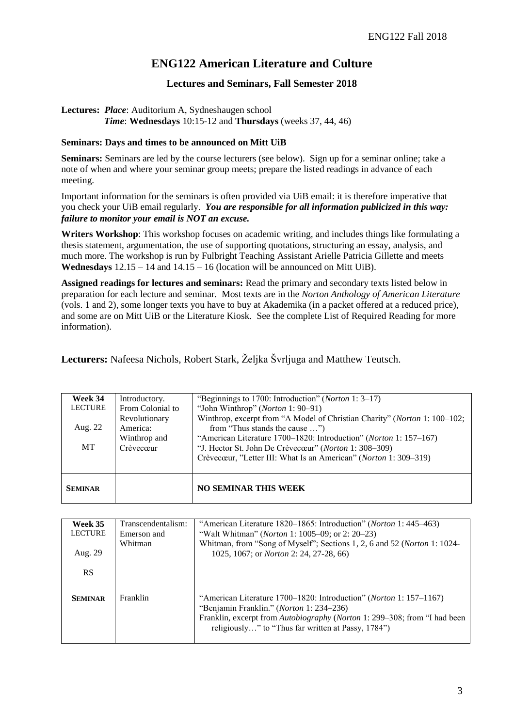# ENG122 American Literature and Culture

### Lectures and Seminars, Fall Semester 2018

**Lectures:** ***Place***: Auditorium A, Sydneshaugen school
***Time***: **Wednesdays** 10:15-12 and **Thursdays** (weeks 37, 44, 46)

**Seminars: Days and times to be announced on Mitt UiB**

**Seminars:** Seminars are led by the course lecturers (see below). Sign up for a seminar online; take a note of when and where your seminar group meets; prepare the listed readings in advance of each meeting.

Important information for the seminars is often provided via UiB email: it is therefore imperative that you check your UiB email regularly. ***You are responsible for all information publicized in this way: failure to monitor your email is NOT an excuse.***

**Writers Workshop**: This workshop focuses on academic writing, and includes things like formulating a thesis statement, argumentation, the use of supporting quotations, structuring an essay, analysis, and much more. The workshop is run by Fulbright Teaching Assistant Arielle Patricia Gillette and meets **Wednesdays** 12.15 – 14 and 14.15 – 16 (location will be announced on Mitt UiB).

**Assigned readings for lectures and seminars:** Read the primary and secondary texts listed below in preparation for each lecture and seminar. Most texts are in the *Norton Anthology of American Literature* (vols. 1 and 2), some longer texts you have to buy at Akademika (in a packet offered at a reduced price), and some are on Mitt UiB or the Literature Kiosk. See the complete List of Required Reading for more information).

**Lecturers:** Nafeesa Nichols, Robert Stark, Željka Švrljuga and Matthew Teutsch.

| | | |
|---|---|---|
| **Week 34** LECTURE<br><br>Aug. 22<br><br>MT | Introductory. From Colonial to Revolutionary America: Winthrop and Crèvecœur | "Beginnings to 1700: Introduction" (*Norton* 1: 3–17)<br>"John Winthrop" (*Norton* 1: 90–91)<br>Winthrop, excerpt from "A Model of Christian Charity" (*Norton* 1: 100–102; from "Thus stands the cause …")<br>"American Literature 1700–1820: Introduction" (*Norton* 1: 157–167)<br>"J. Hector St. John De Crèvecœur" (*Norton* 1: 308–309)<br>Crèvecœur, "Letter III: What Is an American" (*Norton* 1: 309–319) |
| **SEMINAR** | | **NO SEMINAR THIS WEEK** |

| | | |
|---|---|---|
| **Week 35** LECTURE<br><br>Aug. 29<br><br>RS | Transcendentalism: Emerson and Whitman | "American Literature 1820–1865: Introduction" (*Norton* 1: 445–463)<br>"Walt Whitman" (*Norton* 1: 1005–09; or 2: 20–23)<br>Whitman, from "Song of Myself"; Sections 1, 2, 6 and 52 (*Norton* 1: 1024-1025, 1067; or *Norton* 2: 24, 27-28, 66) |
| **SEMINAR** | Franklin | "American Literature 1700–1820: Introduction" (*Norton* 1: 157–1167)<br>"Benjamin Franklin." (*Norton* 1: 234–236)<br>Franklin, excerpt from *Autobiography* (*Norton* 1: 299–308; from "I had been religiously…" to "Thus far written at Passy, 1784") |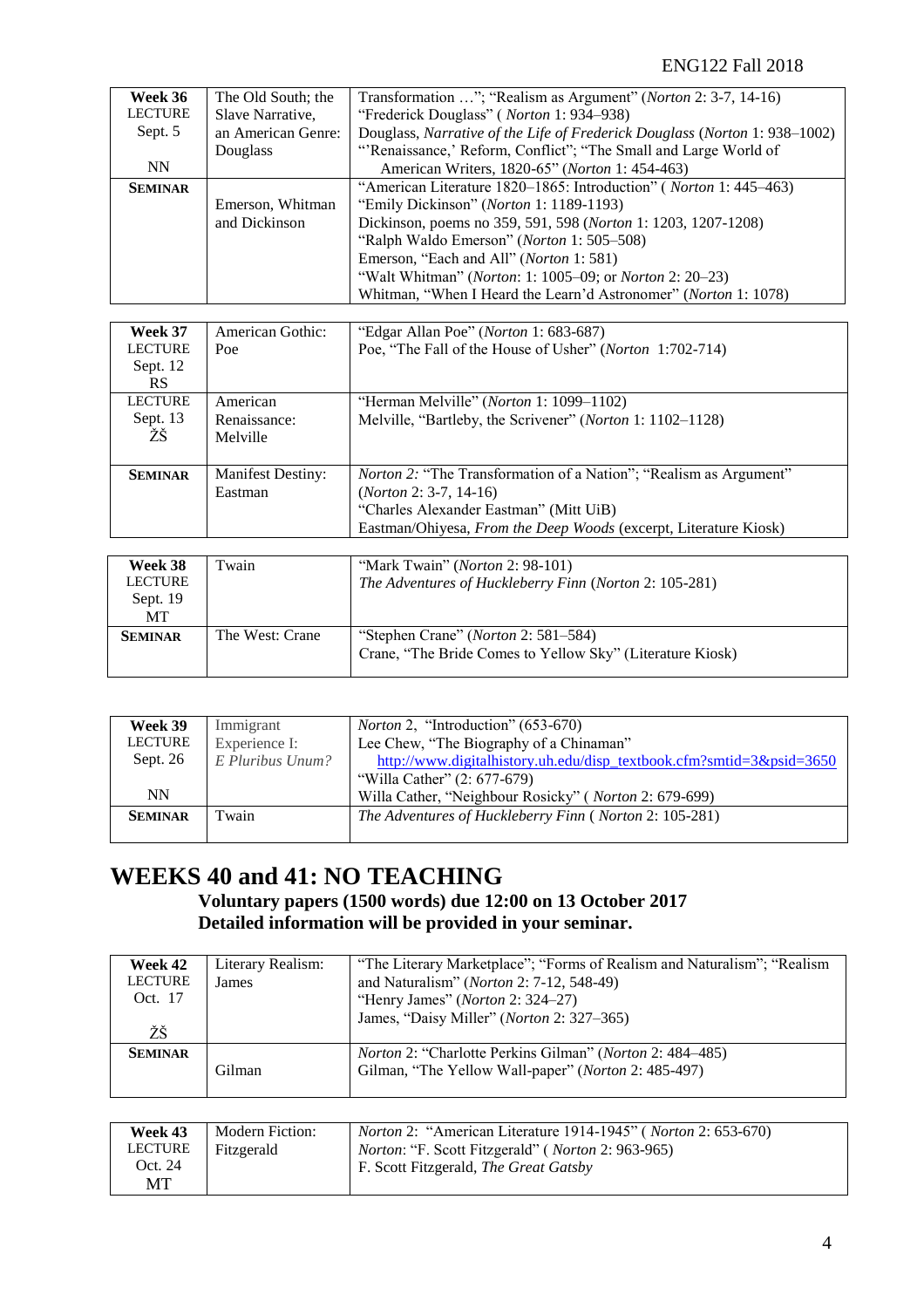| Week 36 LECTURE Sept. 5 NN | The Old South; the Slave Narrative, an American Genre: Douglass | Transformation …"; "Realism as Argument" (*Norton* 2: 3-7, 14-16) "Frederick Douglass" ( *Norton* 1: 934–938) Douglass, *Narrative of the Life of Frederick Douglass* (*Norton* 1: 938–1002) "'Renaissance,' Reform, Conflict"; "The Small and Large World of American Writers, 1820-65" (*Norton* 1: 454-463) |
|---|---|---|
| **SEMINAR** | Emerson, Whitman and Dickinson | "American Literature 1820–1865: Introduction" ( *Norton* 1: 445–463) "Emily Dickinson" (*Norton* 1: 1189-1193) Dickinson, poems no 359, 591, 598 (*Norton* 1: 1203, 1207-1208) "Ralph Waldo Emerson" (*Norton* 1: 505–508) Emerson, "Each and All" (*Norton* 1: 581) "Walt Whitman" (*Norton*: 1: 1005–09; or *Norton* 2: 20–23) Whitman, "When I Heard the Learn'd Astronomer" (*Norton* 1: 1078) |

| Week 37 LECTURE Sept. 12 RS | American Gothic: Poe | "Edgar Allan Poe" (*Norton* 1: 683-687) Poe, "The Fall of the House of Usher" (*Norton* 1:702-714) |
|---|---|---|
| LECTURE Sept. 13 ŽŠ | American Renaissance: Melville | "Herman Melville" (*Norton* 1: 1099–1102) Melville, "Bartleby, the Scrivener" (*Norton* 1: 1102–1128) |
| **SEMINAR** | Manifest Destiny: Eastman | *Norton 2:* "The Transformation of a Nation"; "Realism as Argument" (*Norton* 2: 3-7, 14-16) "Charles Alexander Eastman" (Mitt UiB) Eastman/Ohiyesa, *From the Deep Woods* (excerpt, Literature Kiosk) |

| Week 38 LECTURE Sept. 19 MT | Twain | "Mark Twain" (*Norton* 2: 98-101) *The Adventures of Huckleberry Finn* (*Norton* 2: 105-281) |
|---|---|---|
| **SEMINAR** | The West: Crane | "Stephen Crane" (*Norton* 2: 581–584) Crane, "The Bride Comes to Yellow Sky" (Literature Kiosk) |

| Week 39 LECTURE Sept. 26 NN | Immigrant Experience I: *E Pluribus Unum?* | *Norton* 2, "Introduction" (653-670) Lee Chew, "The Biography of a Chinaman" http://www.digitalhistory.uh.edu/disp_textbook.cfm?smtid=3&psid=3650 "Willa Cather" (2: 677-679) Willa Cather, "Neighbour Rosicky" ( *Norton* 2: 679-699) |
|---|---|---|
| **SEMINAR** | Twain | *The Adventures of Huckleberry Finn* ( *Norton* 2: 105-281) |

# WEEKS 40 and 41: NO TEACHING

**Voluntary papers (1500 words) due 12:00 on 13 October 2017**
**Detailed information will be provided in your seminar.**

| Week 42 LECTURE Oct. 17 ŽŠ | Literary Realism: James | "The Literary Marketplace"; "Forms of Realism and Naturalism"; "Realism and Naturalism" (*Norton* 2: 7-12, 548-49) "Henry James" (*Norton* 2: 324–27) James, "Daisy Miller" (*Norton* 2: 327–365) |
|---|---|---|
| **SEMINAR** | Gilman | *Norton* 2: "Charlotte Perkins Gilman" (*Norton* 2: 484–485) Gilman, "The Yellow Wall-paper" (*Norton* 2: 485-497) |

| Week 43 LECTURE Oct. 24 MT | Modern Fiction: Fitzgerald | *Norton* 2: "American Literature 1914-1945" ( *Norton* 2: 653-670) *Norton*: "F. Scott Fitzgerald" ( *Norton* 2: 963-965) F. Scott Fitzgerald, *The Great Gatsby* |
|---|---|---|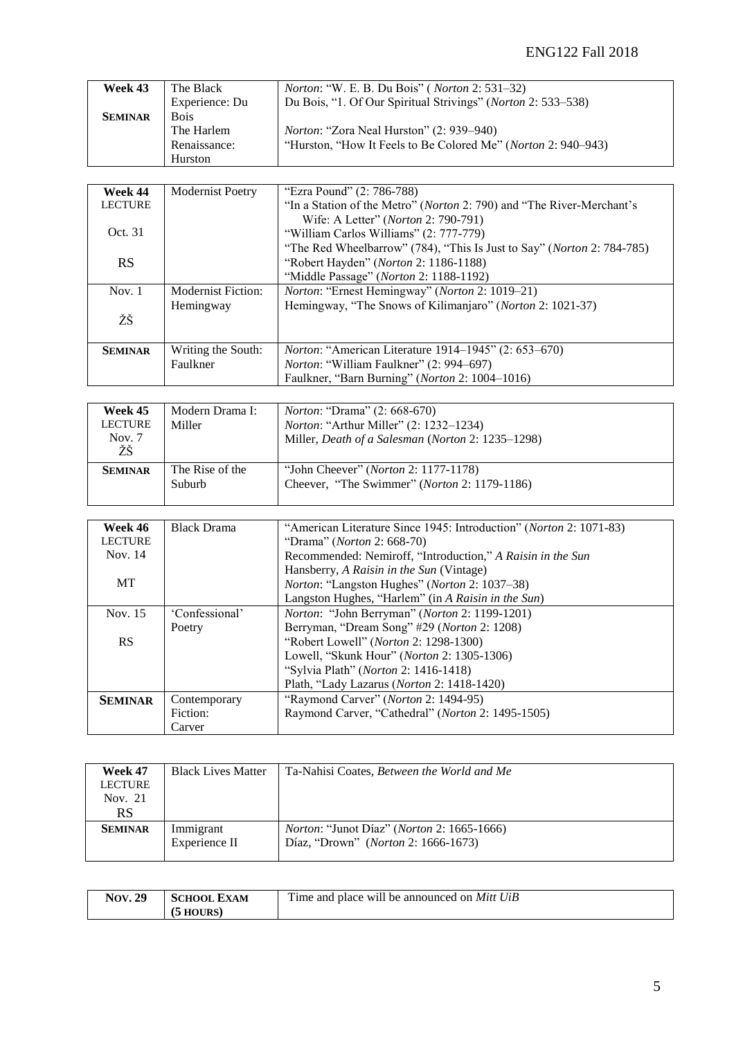| | | |
|---|---|---|
| **Week 43**<br><br>**SEMINAR** | The Black Experience: Du Bois<br>The Harlem Renaissance: Hurston | *Norton*: "W. E. B. Du Bois" ( *Norton* 2: 531–32)<br>Du Bois, "1. Of Our Spiritual Strivings" (*Norton* 2: 533–538)<br><br>*Norton*: "Zora Neal Hurston" (2: 939–940)<br>"Hurston, "How It Feels to Be Colored Me" (*Norton* 2: 940–943) |

| | | |
|---|---|---|
| **Week 44**<br>LECTURE<br><br>Oct. 31<br><br>RS | Modernist Poetry | "Ezra Pound" (2: 786-788)<br>"In a Station of the Metro" (*Norton* 2: 790) and "The River-Merchant's Wife: A Letter" (*Norton* 2: 790-791)<br>"William Carlos Williams" (2: 777-779)<br>"The Red Wheelbarrow" (784), "This Is Just to Say" (*Norton* 2: 784-785)<br>"Robert Hayden" (*Norton* 2: 1186-1188)<br>"Middle Passage" (*Norton* 2: 1188-1192) |
| Nov. 1<br><br>ŽŠ | Modernist Fiction: Hemingway | *Norton*: "Ernest Hemingway" (*Norton* 2: 1019–21)<br>Hemingway, "The Snows of Kilimanjaro" (*Norton* 2: 1021-37) |
| **SEMINAR** | Writing the South: Faulkner | *Norton*: "American Literature 1914–1945" (2: 653–670)<br>*Norton*: "William Faulkner" (2: 994–697)<br>Faulkner, "Barn Burning" (*Norton* 2: 1004–1016) |

| | | |
|---|---|---|
| **Week 45**<br>LECTURE<br>Nov. 7<br>ŽŠ | Modern Drama I: Miller | *Norton*: "Drama" (2: 668-670)<br>*Norton*: "Arthur Miller" (2: 1232–1234)<br>Miller, *Death of a Salesman* (*Norton* 2: 1235–1298) |
| **SEMINAR** | The Rise of the Suburb | "John Cheever" (*Norton* 2: 1177-1178)<br>Cheever, "The Swimmer" (*Norton* 2: 1179-1186) |

| | | |
|---|---|---|
| **Week 46**<br>LECTURE<br>Nov. 14<br><br>MT | Black Drama | "American Literature Since 1945: Introduction" (*Norton* 2: 1071-83)<br>"Drama" (*Norton* 2: 668-70)<br>Recommended: Nemiroff, "Introduction," *A Raisin in the Sun*<br>Hansberry, *A Raisin in the Sun* (Vintage)<br>*Norton*: "Langston Hughes" (*Norton* 2: 1037–38)<br>Langston Hughes, "Harlem" (in *A Raisin in the Sun*) |
| Nov. 15<br><br>RS | 'Confessional' Poetry | *Norton*: "John Berryman" (*Norton* 2: 1199-1201)<br>Berryman, "Dream Song" #29 (*Norton* 2: 1208)<br>"Robert Lowell" (*Norton* 2: 1298-1300)<br>Lowell, "Skunk Hour" (*Norton* 2: 1305-1306)<br>"Sylvia Plath" (*Norton* 2: 1416-1418)<br>Plath, "Lady Lazarus (*Norton* 2: 1418-1420) |
| **SEMINAR** | Contemporary Fiction: Carver | "Raymond Carver" (*Norton* 2: 1494-95)<br>Raymond Carver, "Cathedral" (*Norton* 2: 1495-1505) |

| | | |
|---|---|---|
| **Week 47**<br>LECTURE<br>Nov. 21<br>RS | Black Lives Matter | Ta-Nahisi Coates, *Between the World and Me* |
| **SEMINAR** | Immigrant Experience II | *Norton*: "Junot Díaz" (*Norton* 2: 1665-1666)<br>Díaz, "Drown" (*Norton* 2: 1666-1673) |

| | | |
|---|---|---|
| **NOV. 29** | **SCHOOL EXAM (5 HOURS)** | Time and place will be announced on *Mitt UiB* |